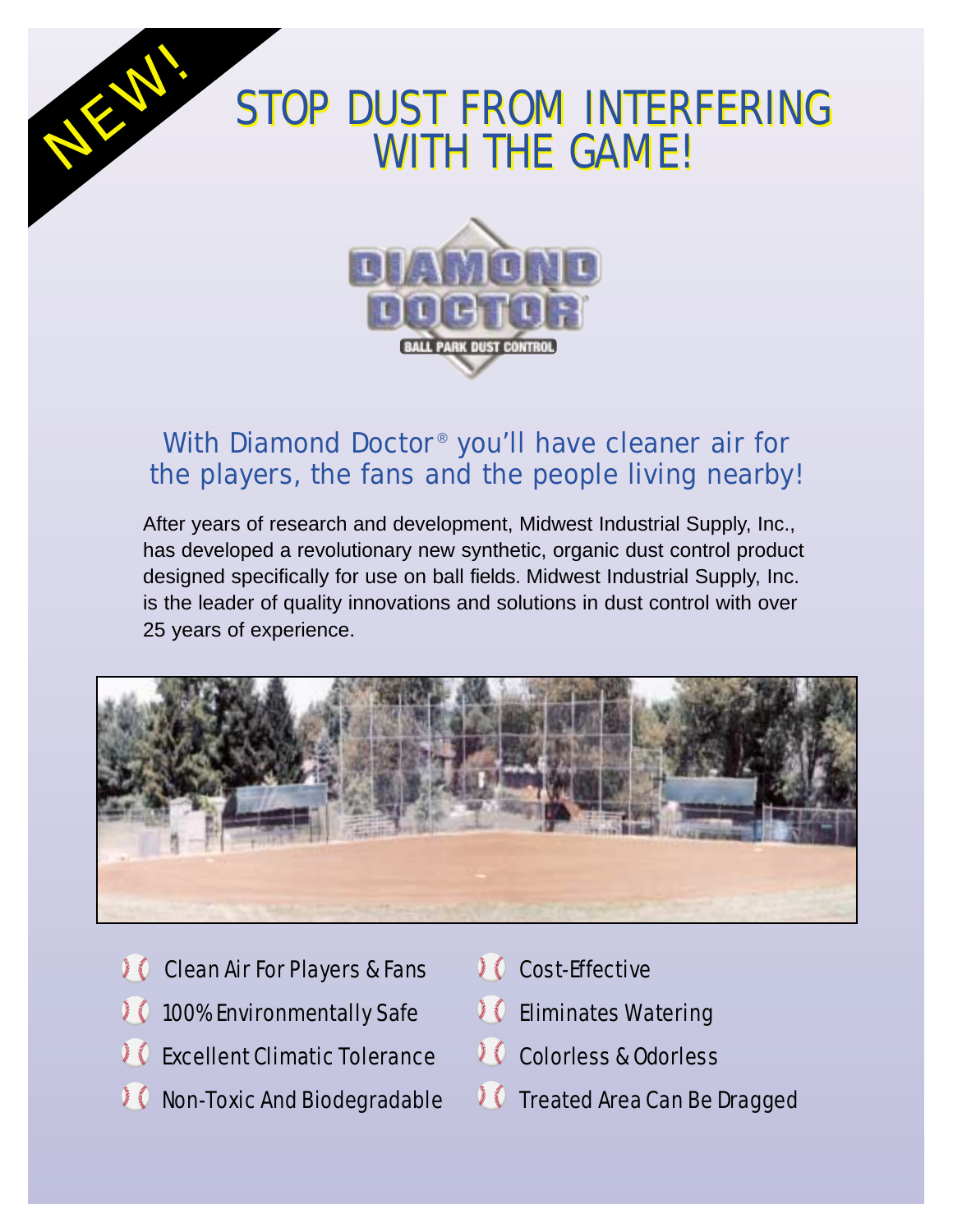NEW!

# STOP DUST FROM INTERFERING WITH THE GAME!

DIAMOND DOCTOR®

BALL PARK DUST CONTROL

## With Diamond Doctor® you'll have cleaner air for the players, the fans and the people living nearby!

After years of research and development, Midwest Industrial Supply, Inc., has developed a revolutionary new synthetic, organic dust control product designed specifically for use on ball fields. Midwest Industrial Supply, Inc. is the leader of quality innovations and solutions in dust control with over 25 years of experience.

- Clean Air For Players & Fans
- 100% Environmentally Safe
- Excellent Climatic Tolerance
- Non-Toxic And Biodegradable
- Cost-Effective
- Eliminates Watering
- Colorless & Odorless
- Treated Area Can Be Dragged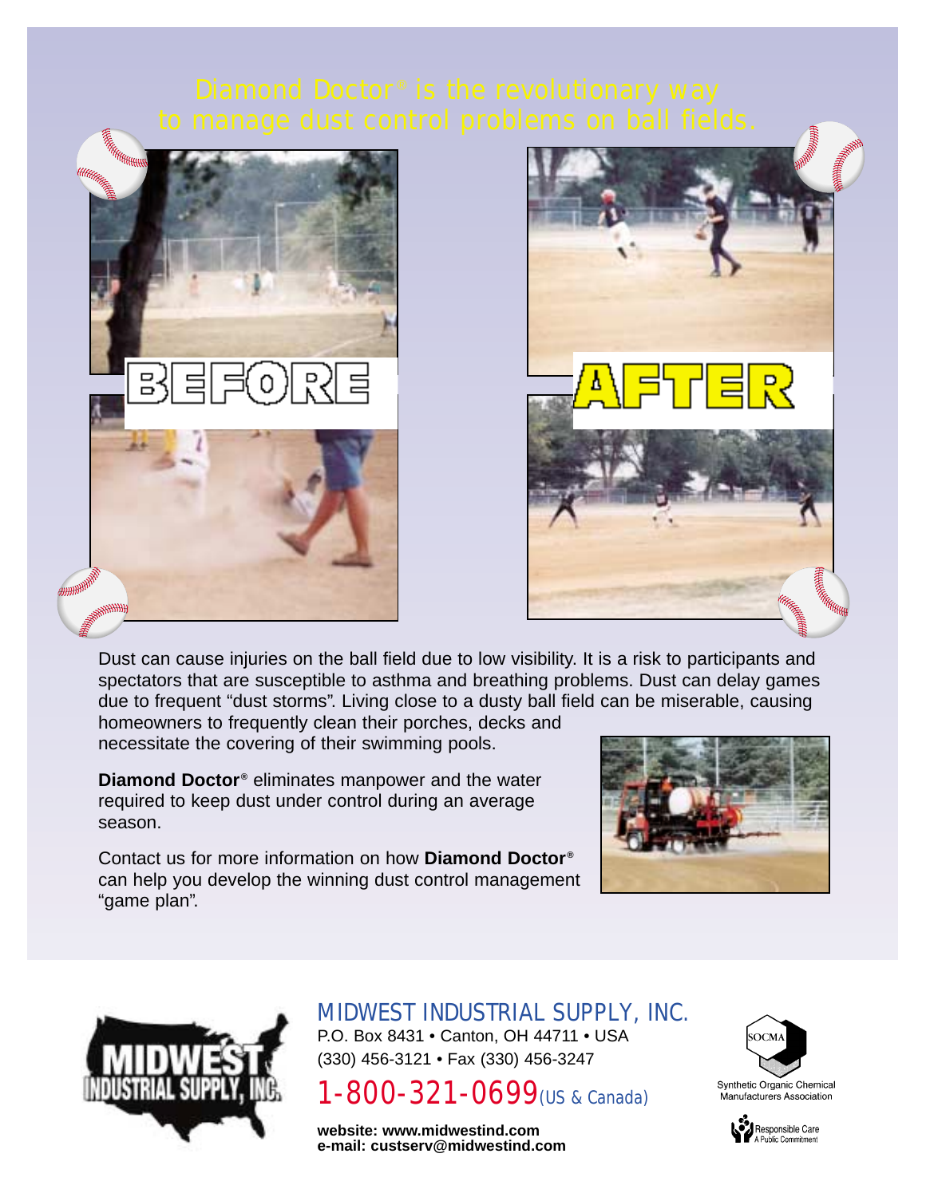Diamond Doctor® is the revolutionary way to manage dust control problems on ball fields.

BEFORE

AFTER

Dust can cause injuries on the ball field due to low visibility. It is a risk to participants and spectators that are susceptible to asthma and breathing problems. Dust can delay games due to frequent “dust storms”. Living close to a dusty ball field can be miserable, causing homeowners to frequently clean their porches, decks and necessitate the covering of their swimming pools.

**Diamond Doctor®** eliminates manpower and the water required to keep dust under control during an average season.

Contact us for more information on how **Diamond Doctor®** can help you develop the winning dust control management “game plan”.

MIDWEST INDUSTRIAL SUPPLY, INC.

P.O. Box 8431 • Canton, OH 44711 • USA

(330) 456-3121 • Fax (330) 456-3247

1-800-321-0699 (US & Canada)

**website: www.midwestind.com**
**e-mail: custserv@midwestind.com**

SOCMA
Synthetic Organic Chemical Manufacturers Association

Responsible Care
A Public Commitment